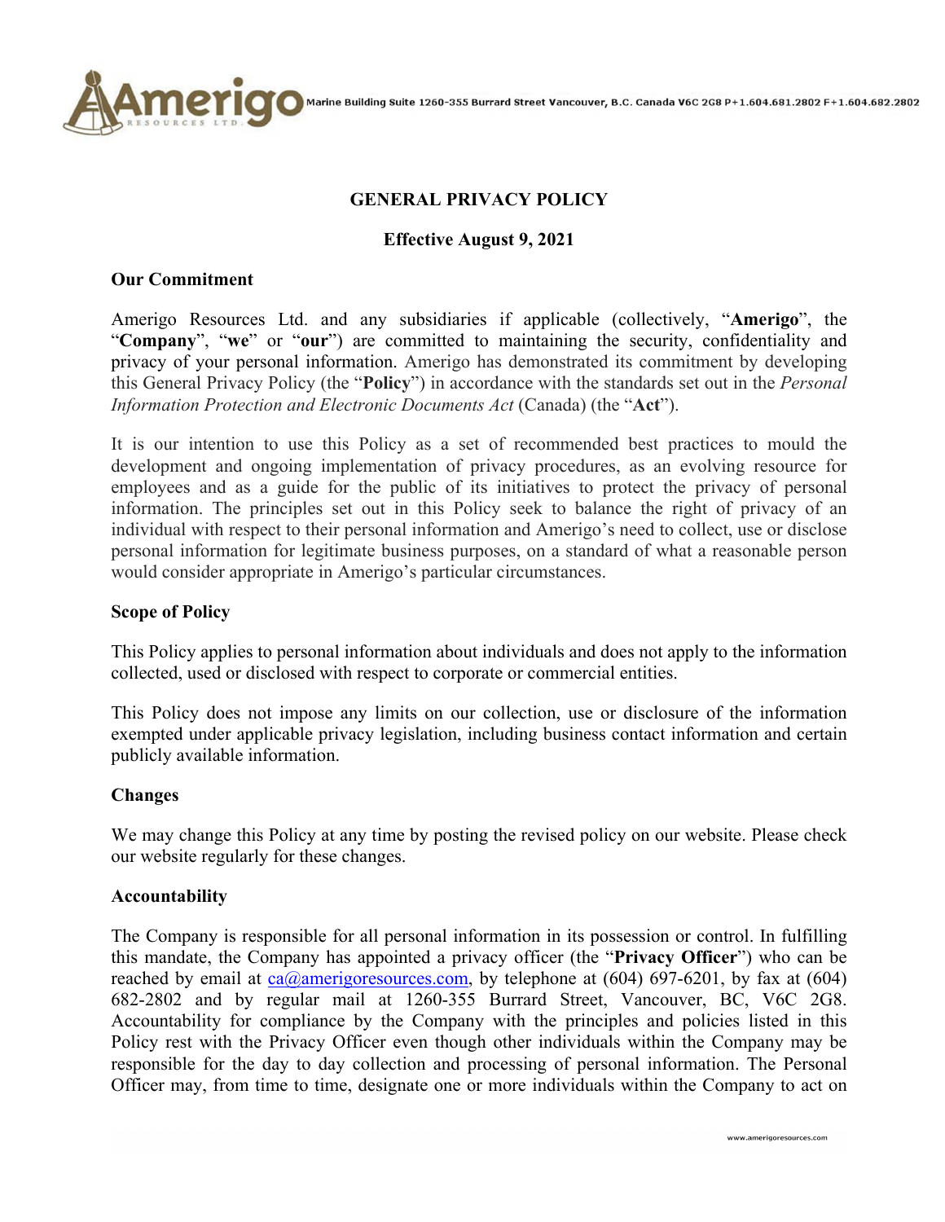# GENERAL PRIVACY POLICY

**Effective August 9, 2021**

## Our Commitment

Amerigo Resources Ltd. and any subsidiaries if applicable (collectively, "**Amerigo**", the "**Company**", "**we**" or "**our**") are committed to maintaining the security, confidentiality and privacy of your personal information. Amerigo has demonstrated its commitment by developing this General Privacy Policy (the "**Policy**") in accordance with the standards set out in the *Personal Information Protection and Electronic Documents Act* (Canada) (the "**Act**").

It is our intention to use this Policy as a set of recommended best practices to mould the development and ongoing implementation of privacy procedures, as an evolving resource for employees and as a guide for the public of its initiatives to protect the privacy of personal information. The principles set out in this Policy seek to balance the right of privacy of an individual with respect to their personal information and Amerigo's need to collect, use or disclose personal information for legitimate business purposes, on a standard of what a reasonable person would consider appropriate in Amerigo's particular circumstances.

## Scope of Policy

This Policy applies to personal information about individuals and does not apply to the information collected, used or disclosed with respect to corporate or commercial entities.

This Policy does not impose any limits on our collection, use or disclosure of the information exempted under applicable privacy legislation, including business contact information and certain publicly available information.

## Changes

We may change this Policy at any time by posting the revised policy on our website. Please check our website regularly for these changes.

## Accountability

The Company is responsible for all personal information in its possession or control. In fulfilling this mandate, the Company has appointed a privacy officer (the "**Privacy Officer**") who can be reached by email at ca@amerigoresources.com, by telephone at (604) 697-6201, by fax at (604) 682-2802 and by regular mail at 1260-355 Burrard Street, Vancouver, BC, V6C 2G8. Accountability for compliance by the Company with the principles and policies listed in this Policy rest with the Privacy Officer even though other individuals within the Company may be responsible for the day to day collection and processing of personal information. The Personal Officer may, from time to time, designate one or more individuals within the Company to act on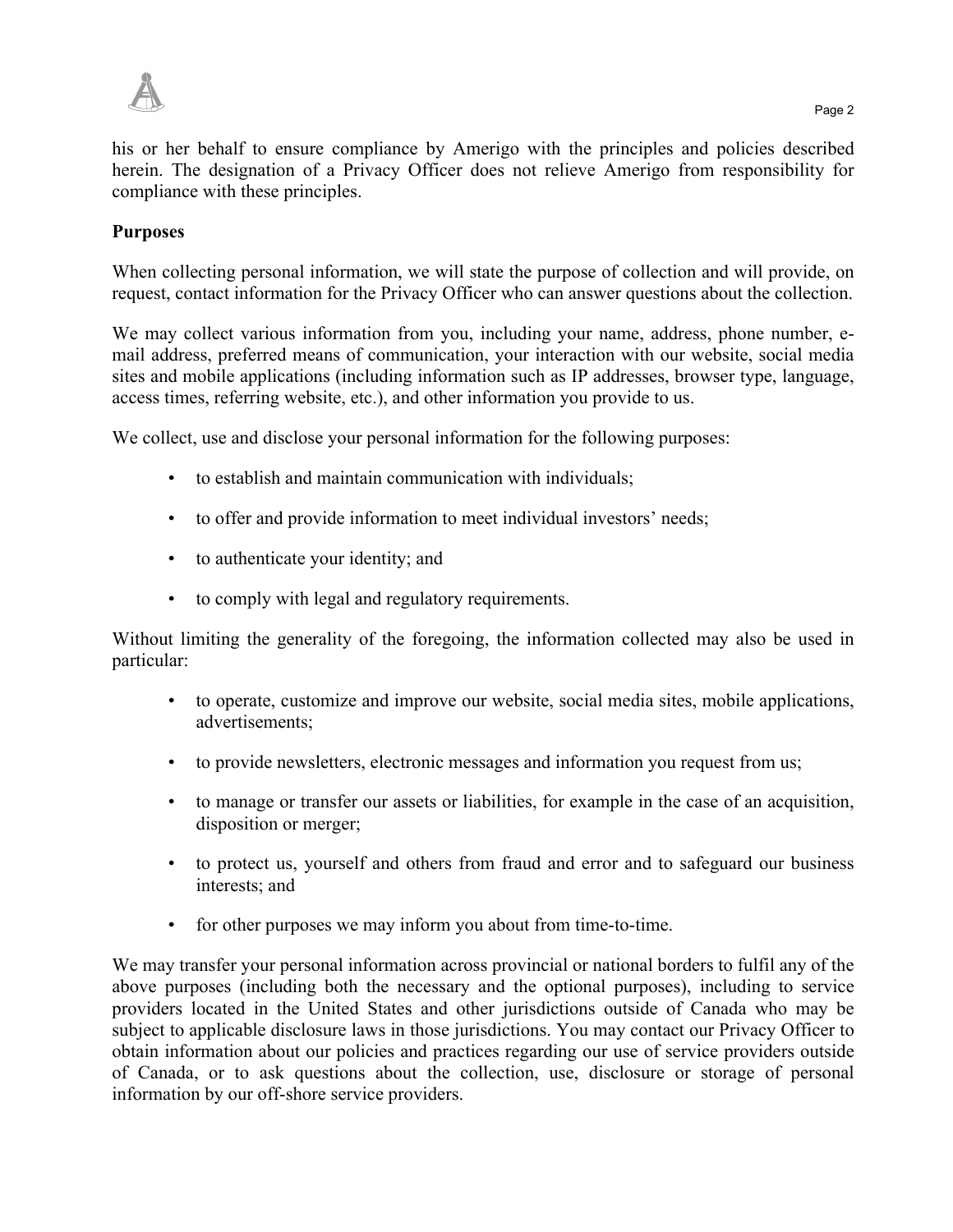his or her behalf to ensure compliance by Amerigo with the principles and policies described herein. The designation of a Privacy Officer does not relieve Amerigo from responsibility for compliance with these principles.

**Purposes**

When collecting personal information, we will state the purpose of collection and will provide, on request, contact information for the Privacy Officer who can answer questions about the collection.

We may collect various information from you, including your name, address, phone number, e-mail address, preferred means of communication, your interaction with our website, social media sites and mobile applications (including information such as IP addresses, browser type, language, access times, referring website, etc.), and other information you provide to us.

We collect, use and disclose your personal information for the following purposes:

- to establish and maintain communication with individuals;
- to offer and provide information to meet individual investors' needs;
- to authenticate your identity; and
- to comply with legal and regulatory requirements.

Without limiting the generality of the foregoing, the information collected may also be used in particular:

- to operate, customize and improve our website, social media sites, mobile applications, advertisements;
- to provide newsletters, electronic messages and information you request from us;
- to manage or transfer our assets or liabilities, for example in the case of an acquisition, disposition or merger;
- to protect us, yourself and others from fraud and error and to safeguard our business interests; and
- for other purposes we may inform you about from time-to-time.

We may transfer your personal information across provincial or national borders to fulfil any of the above purposes (including both the necessary and the optional purposes), including to service providers located in the United States and other jurisdictions outside of Canada who may be subject to applicable disclosure laws in those jurisdictions. You may contact our Privacy Officer to obtain information about our policies and practices regarding our use of service providers outside of Canada, or to ask questions about the collection, use, disclosure or storage of personal information by our off-shore service providers.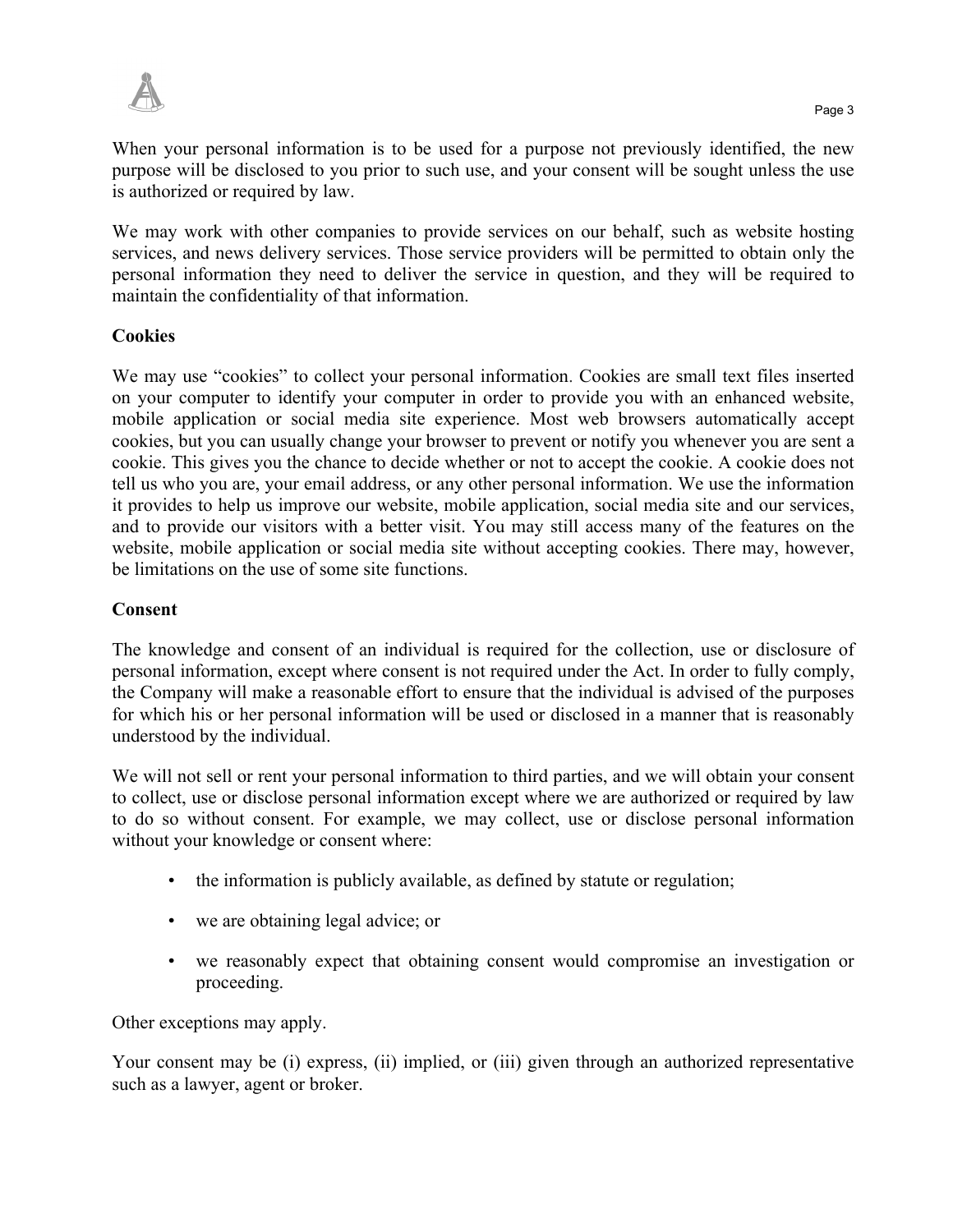When your personal information is to be used for a purpose not previously identified, the new purpose will be disclosed to you prior to such use, and your consent will be sought unless the use is authorized or required by law.

We may work with other companies to provide services on our behalf, such as website hosting services, and news delivery services. Those service providers will be permitted to obtain only the personal information they need to deliver the service in question, and they will be required to maintain the confidentiality of that information.

**Cookies**

We may use "cookies" to collect your personal information. Cookies are small text files inserted on your computer to identify your computer in order to provide you with an enhanced website, mobile application or social media site experience. Most web browsers automatically accept cookies, but you can usually change your browser to prevent or notify you whenever you are sent a cookie. This gives you the chance to decide whether or not to accept the cookie. A cookie does not tell us who you are, your email address, or any other personal information. We use the information it provides to help us improve our website, mobile application, social media site and our services, and to provide our visitors with a better visit. You may still access many of the features on the website, mobile application or social media site without accepting cookies. There may, however, be limitations on the use of some site functions.

**Consent**

The knowledge and consent of an individual is required for the collection, use or disclosure of personal information, except where consent is not required under the Act. In order to fully comply, the Company will make a reasonable effort to ensure that the individual is advised of the purposes for which his or her personal information will be used or disclosed in a manner that is reasonably understood by the individual.

We will not sell or rent your personal information to third parties, and we will obtain your consent to collect, use or disclose personal information except where we are authorized or required by law to do so without consent. For example, we may collect, use or disclose personal information without your knowledge or consent where:

- the information is publicly available, as defined by statute or regulation;
- we are obtaining legal advice; or
- we reasonably expect that obtaining consent would compromise an investigation or proceeding.

Other exceptions may apply.

Your consent may be (i) express, (ii) implied, or (iii) given through an authorized representative such as a lawyer, agent or broker.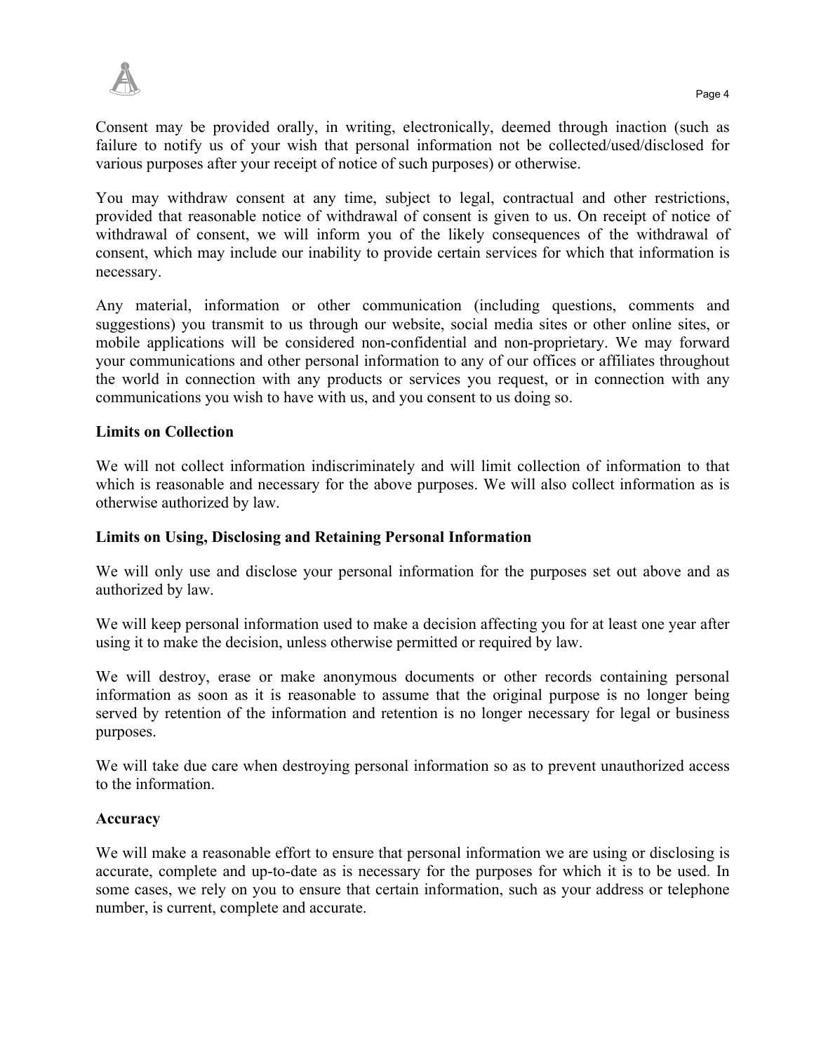Consent may be provided orally, in writing, electronically, deemed through inaction (such as failure to notify us of your wish that personal information not be collected/used/disclosed for various purposes after your receipt of notice of such purposes) or otherwise.

You may withdraw consent at any time, subject to legal, contractual and other restrictions, provided that reasonable notice of withdrawal of consent is given to us. On receipt of notice of withdrawal of consent, we will inform you of the likely consequences of the withdrawal of consent, which may include our inability to provide certain services for which that information is necessary.

Any material, information or other communication (including questions, comments and suggestions) you transmit to us through our website, social media sites or other online sites, or mobile applications will be considered non-confidential and non-proprietary. We may forward your communications and other personal information to any of our offices or affiliates throughout the world in connection with any products or services you request, or in connection with any communications you wish to have with us, and you consent to us doing so.

**Limits on Collection**

We will not collect information indiscriminately and will limit collection of information to that which is reasonable and necessary for the above purposes. We will also collect information as is otherwise authorized by law.

**Limits on Using, Disclosing and Retaining Personal Information**

We will only use and disclose your personal information for the purposes set out above and as authorized by law.

We will keep personal information used to make a decision affecting you for at least one year after using it to make the decision, unless otherwise permitted or required by law.

We will destroy, erase or make anonymous documents or other records containing personal information as soon as it is reasonable to assume that the original purpose is no longer being served by retention of the information and retention is no longer necessary for legal or business purposes.

We will take due care when destroying personal information so as to prevent unauthorized access to the information.

**Accuracy**

We will make a reasonable effort to ensure that personal information we are using or disclosing is accurate, complete and up-to-date as is necessary for the purposes for which it is to be used. In some cases, we rely on you to ensure that certain information, such as your address or telephone number, is current, complete and accurate.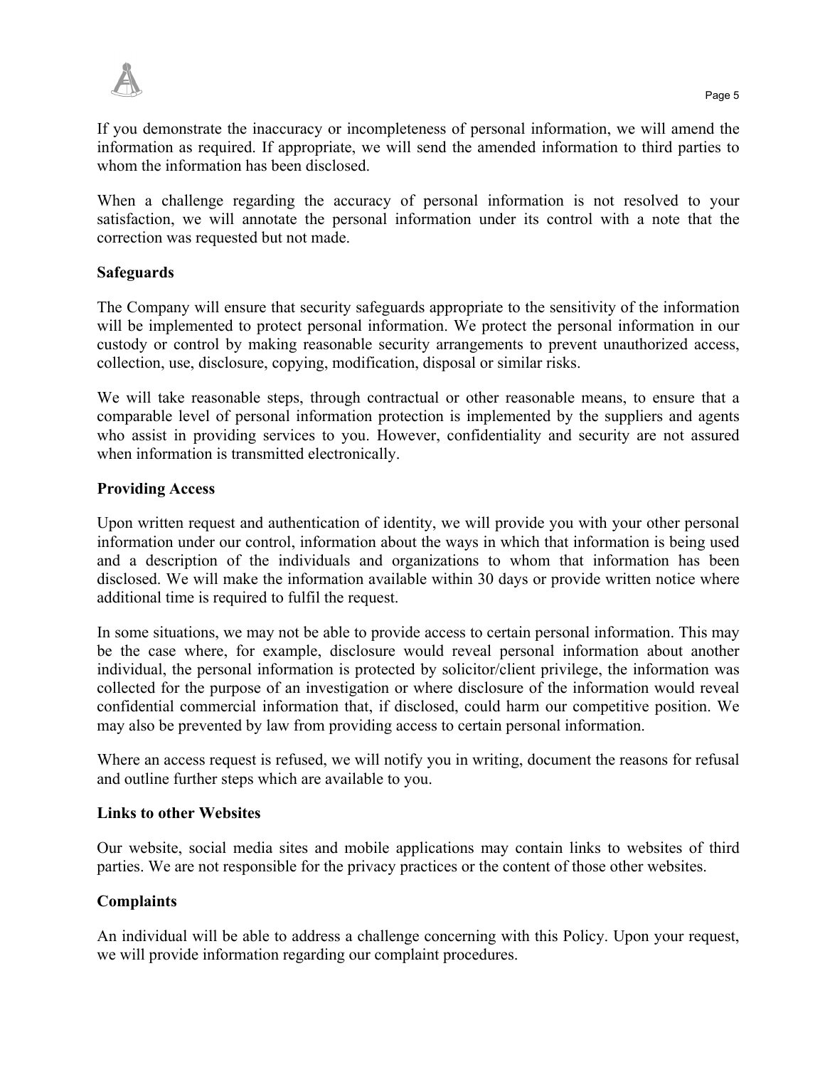If you demonstrate the inaccuracy or incompleteness of personal information, we will amend the information as required. If appropriate, we will send the amended information to third parties to whom the information has been disclosed.

When a challenge regarding the accuracy of personal information is not resolved to your satisfaction, we will annotate the personal information under its control with a note that the correction was requested but not made.

**Safeguards**

The Company will ensure that security safeguards appropriate to the sensitivity of the information will be implemented to protect personal information. We protect the personal information in our custody or control by making reasonable security arrangements to prevent unauthorized access, collection, use, disclosure, copying, modification, disposal or similar risks.

We will take reasonable steps, through contractual or other reasonable means, to ensure that a comparable level of personal information protection is implemented by the suppliers and agents who assist in providing services to you. However, confidentiality and security are not assured when information is transmitted electronically.

**Providing Access**

Upon written request and authentication of identity, we will provide you with your other personal information under our control, information about the ways in which that information is being used and a description of the individuals and organizations to whom that information has been disclosed. We will make the information available within 30 days or provide written notice where additional time is required to fulfil the request.

In some situations, we may not be able to provide access to certain personal information. This may be the case where, for example, disclosure would reveal personal information about another individual, the personal information is protected by solicitor/client privilege, the information was collected for the purpose of an investigation or where disclosure of the information would reveal confidential commercial information that, if disclosed, could harm our competitive position. We may also be prevented by law from providing access to certain personal information.

Where an access request is refused, we will notify you in writing, document the reasons for refusal and outline further steps which are available to you.

**Links to other Websites**

Our website, social media sites and mobile applications may contain links to websites of third parties. We are not responsible for the privacy practices or the content of those other websites.

**Complaints**

An individual will be able to address a challenge concerning with this Policy. Upon your request, we will provide information regarding our complaint procedures.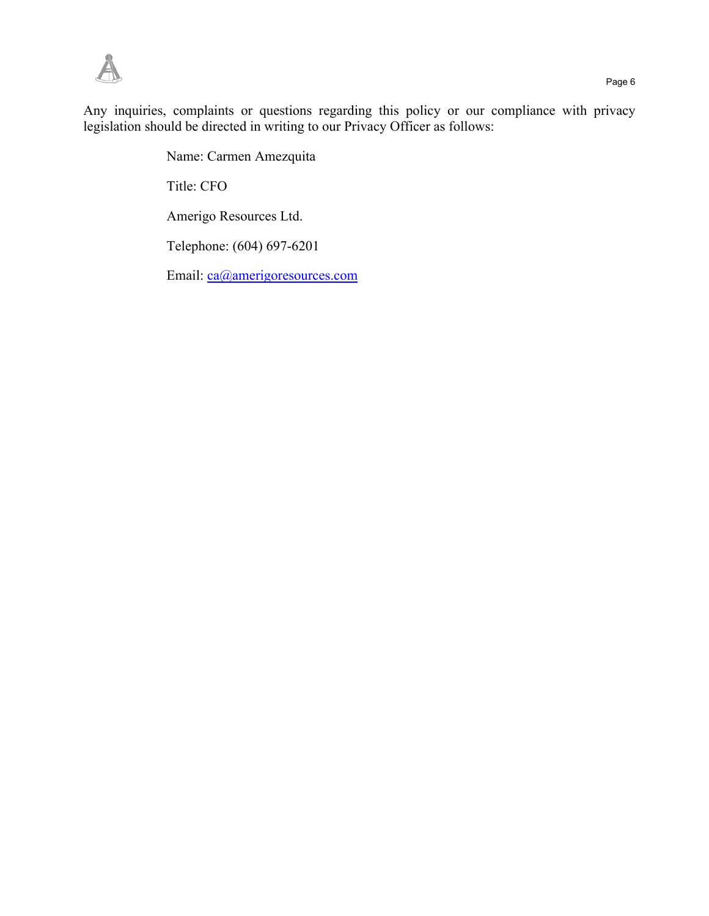Any inquiries, complaints or questions regarding this policy or our compliance with privacy legislation should be directed in writing to our Privacy Officer as follows:

Name: Carmen Amezquita

Title: CFO

Amerigo Resources Ltd.

Telephone: (604) 697-6201

Email: ca@amerigoresources.com